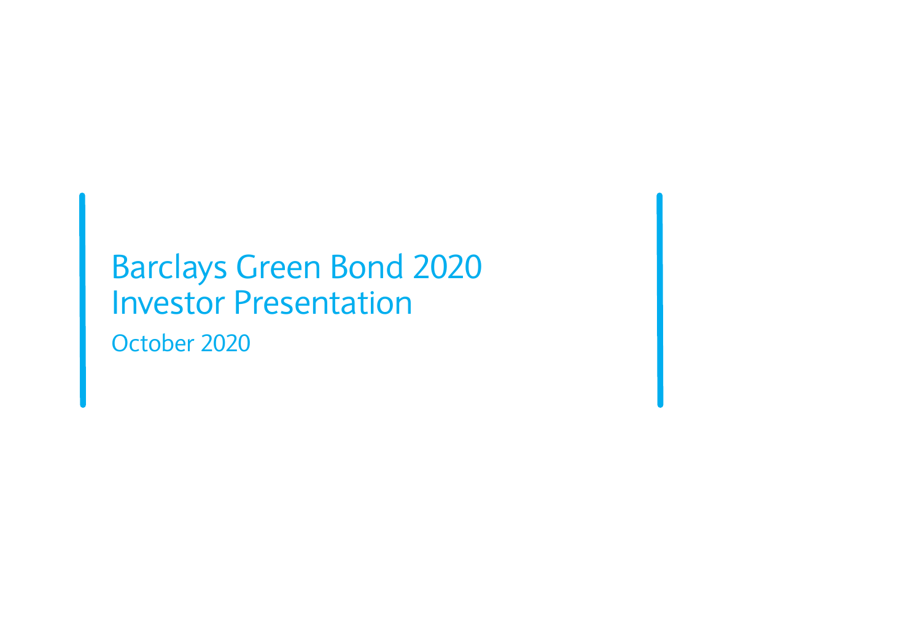# Barclays Green Bond 2020 Investor Presentation

October 2020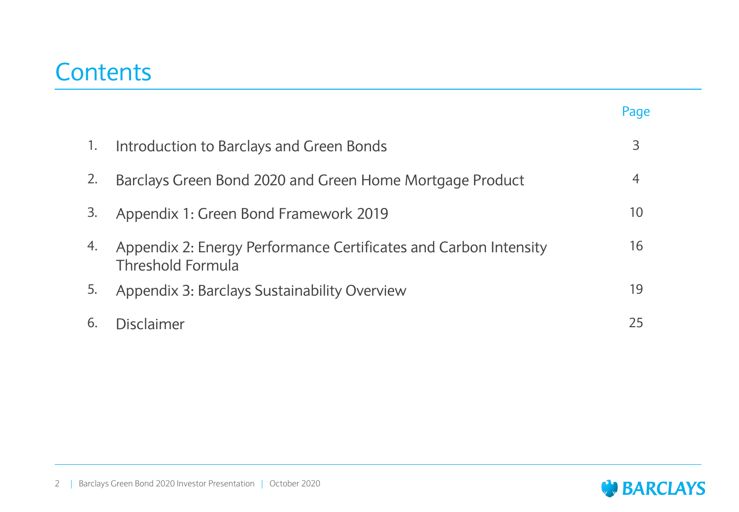# Contents

| | | Page |
|---|---|---|
| 1. | Introduction to Barclays and Green Bonds | 3 |
| 2. | Barclays Green Bond 2020 and Green Home Mortgage Product | 4 |
| 3. | Appendix 1: Green Bond Framework 2019 | 10 |
| 4. | Appendix 2: Energy Performance Certificates and Carbon Intensity Threshold Formula | 16 |
| 5. | Appendix 3: Barclays Sustainability Overview | 19 |
| 6. | Disclaimer | 25 |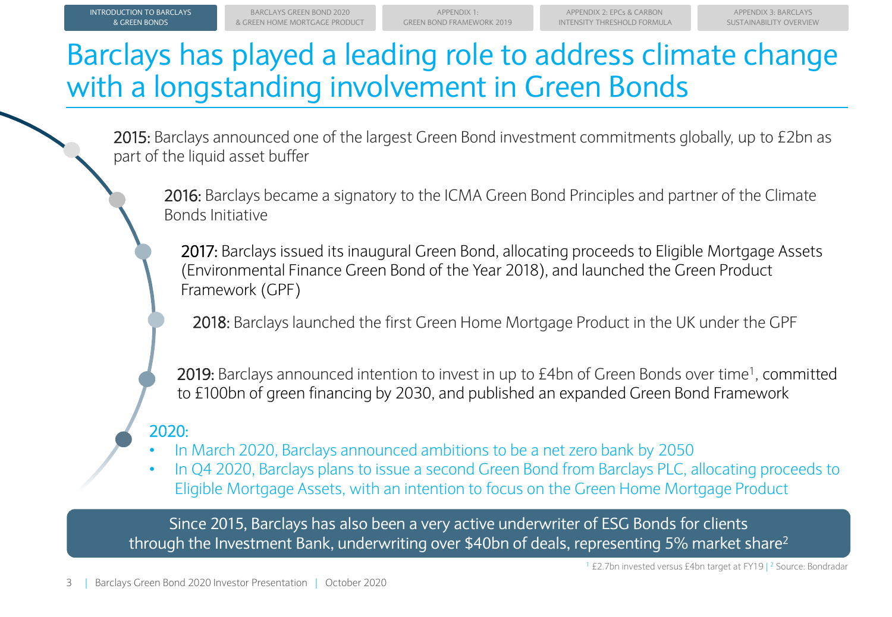# Barclays has played a leading role to address climate change with a longstanding involvement in Green Bonds

**2015:** Barclays announced one of the largest Green Bond investment commitments globally, up to £2bn as part of the liquid asset buffer

**2016:** Barclays became a signatory to the ICMA Green Bond Principles and partner of the Climate Bonds Initiative

**2017:** Barclays issued its inaugural Green Bond, allocating proceeds to Eligible Mortgage Assets (Environmental Finance Green Bond of the Year 2018), and launched the Green Product Framework (GPF)

**2018:** Barclays launched the first Green Home Mortgage Product in the UK under the GPF

**2019:** Barclays announced intention to invest in up to £4bn of Green Bonds over time[1], committed to £100bn of green financing by 2030, and published an expanded Green Bond Framework

**2020:**

- In March 2020, Barclays announced ambitions to be a net zero bank by 2050
- In Q4 2020, Barclays plans to issue a second Green Bond from Barclays PLC, allocating proceeds to Eligible Mortgage Assets, with an intention to focus on the Green Home Mortgage Product

Since 2015, Barclays has also been a very active underwriter of ESG Bonds for clients through the Investment Bank, underwriting over $40bn of deals, representing 5% market share[2]

[1] £2.7bn invested versus £4bn target at FY19 | [2] Source: Bondradar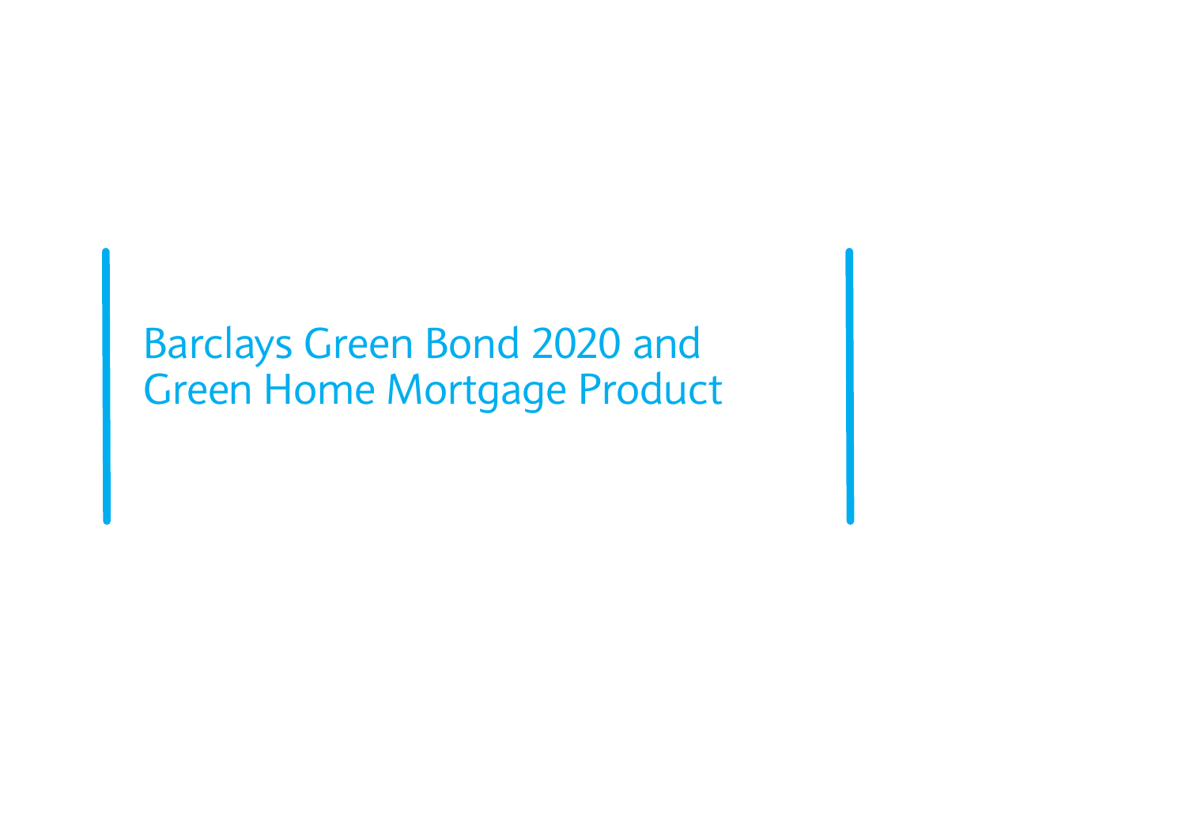# Barclays Green Bond 2020 and Green Home Mortgage Product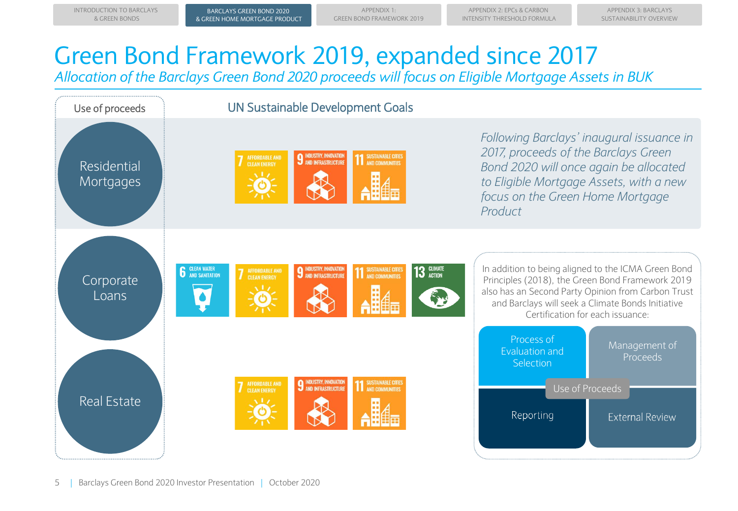# Green Bond Framework 2019, expanded since 2017

*Allocation of the Barclays Green Bond 2020 proceeds will focus on Eligible Mortgage Assets in BUK*

| Use of proceeds | UN Sustainable Development Goals |
|---|---|
| Residential Mortgages | 7 Affordable and Clean Energy; 9 Industry, Innovation and Infrastructure; 11 Sustainable Cities and Communities |
| Corporate Loans | 6 Clean Water and Sanitation; 7 Affordable and Clean Energy; 9 Industry, Innovation and Infrastructure; 11 Sustainable Cities and Communities; 13 Climate Action |
| Real Estate | 7 Affordable and Clean Energy; 9 Industry, Innovation and Infrastructure; 11 Sustainable Cities and Communities |

*Following Barclays' inaugural issuance in 2017, proceeds of the Barclays Green Bond 2020 will once again be allocated to Eligible Mortgage Assets, with a new focus on the Green Home Mortgage Product*

In addition to being aligned to the ICMA Green Bond Principles (2018), the Green Bond Framework 2019 also has an Second Party Opinion from Carbon Trust and Barclays will seek a Climate Bonds Initiative Certification for each issuance:

- Process of Evaluation and Selection
- Management of Proceeds
- Use of Proceeds
- Reporting
- External Review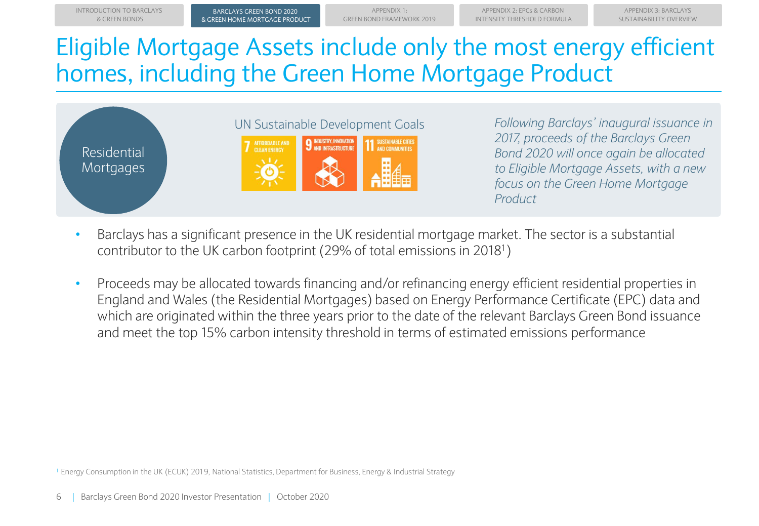# Eligible Mortgage Assets include only the most energy efficient homes, including the Green Home Mortgage Product

Residential Mortgages

UN Sustainable Development Goals

7 AFFORDABLE AND CLEAN ENERGY | 9 INDUSTRY, INNOVATION AND INFRASTRUCTURE | 11 SUSTAINABLE CITIES AND COMMUNITIES

*Following Barclays' inaugural issuance in 2017, proceeds of the Barclays Green Bond 2020 will once again be allocated to Eligible Mortgage Assets, with a new focus on the Green Home Mortgage Product*

- Barclays has a significant presence in the UK residential mortgage market. The sector is a substantial contributor to the UK carbon footprint (29% of total emissions in 2018[1])
- Proceeds may be allocated towards financing and/or refinancing energy efficient residential properties in England and Wales (the Residential Mortgages) based on Energy Performance Certificate (EPC) data and which are originated within the three years prior to the date of the relevant Barclays Green Bond issuance and meet the top 15% carbon intensity threshold in terms of estimated emissions performance

[1] Energy Consumption in the UK (ECUK) 2019, National Statistics, Department for Business, Energy & Industrial Strategy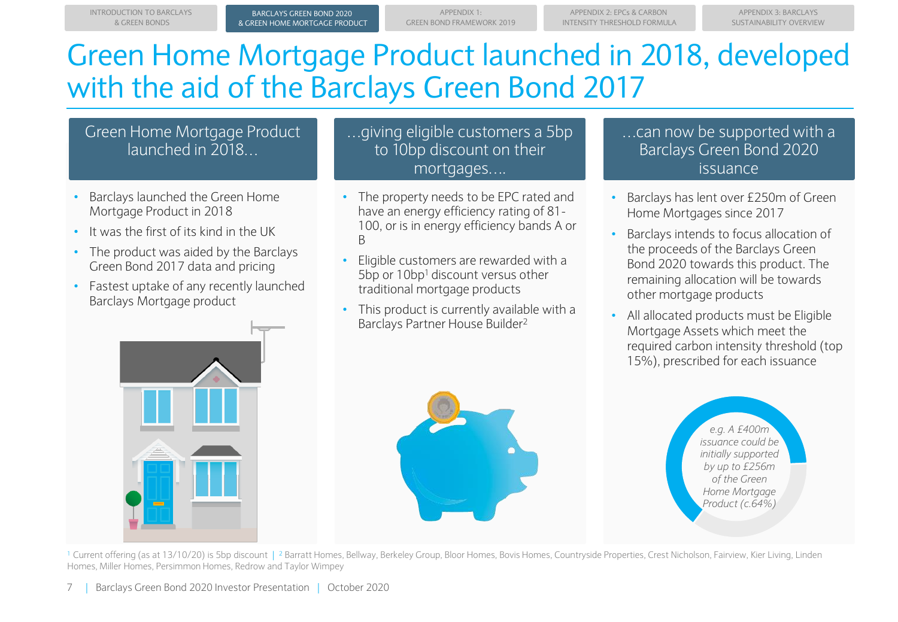# Green Home Mortgage Product launched in 2018, developed with the aid of the Barclays Green Bond 2017

## Green Home Mortgage Product launched in 2018…

- Barclays launched the Green Home Mortgage Product in 2018
- It was the first of its kind in the UK
- The product was aided by the Barclays Green Bond 2017 data and pricing
- Fastest uptake of any recently launched Barclays Mortgage product

## …giving eligible customers a 5bp to 10bp discount on their mortgages….

- The property needs to be EPC rated and have an energy efficiency rating of 81-100, or is in energy efficiency bands A or B
- Eligible customers are rewarded with a 5bp or 10bp[1] discount versus other traditional mortgage products
- This product is currently available with a Barclays Partner House Builder[2]

## …can now be supported with a Barclays Green Bond 2020 issuance

- Barclays has lent over £250m of Green Home Mortgages since 2017
- Barclays intends to focus allocation of the proceeds of the Barclays Green Bond 2020 towards this product. The remaining allocation will be towards other mortgage products
- All allocated products must be Eligible Mortgage Assets which meet the required carbon intensity threshold (top 15%), prescribed for each issuance

*e.g. A £400m issuance could be initially supported by up to £256m of the Green Home Mortgage Product (c.64%)*

[1] Current offering (as at 13/10/20) is 5bp discount | [2] Barratt Homes, Bellway, Berkeley Group, Bloor Homes, Bovis Homes, Countryside Properties, Crest Nicholson, Fairview, Kier Living, Linden Homes, Miller Homes, Persimmon Homes, Redrow and Taylor Wimpey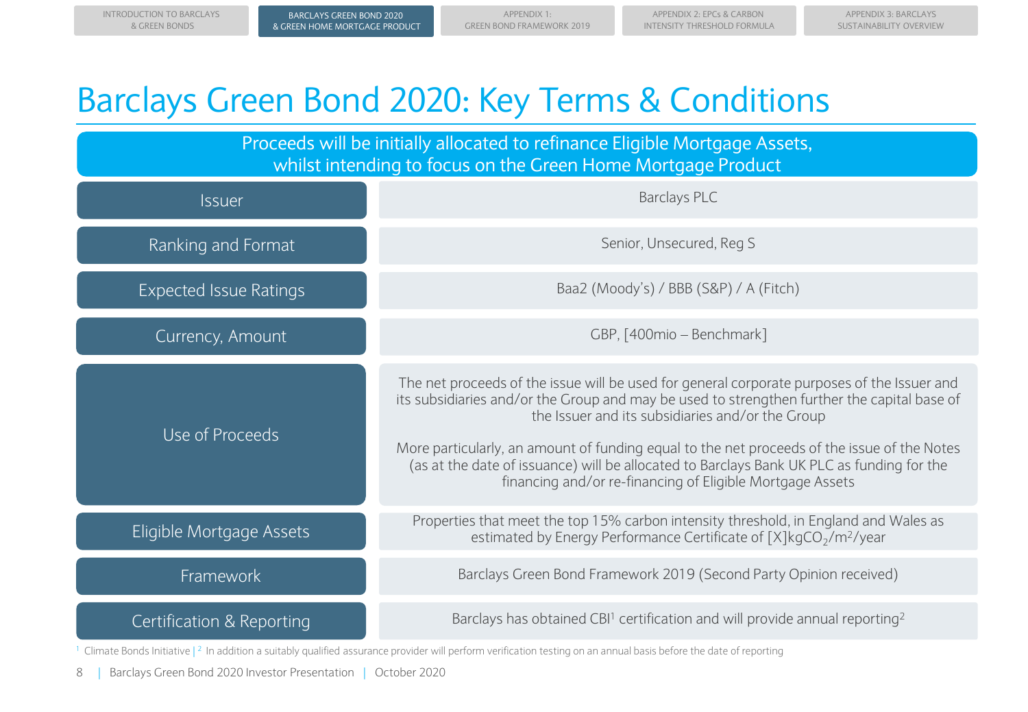# Barclays Green Bond 2020: Key Terms & Conditions

**Proceeds will be initially allocated to refinance Eligible Mortgage Assets, whilst intending to focus on the Green Home Mortgage Product**

| | |
|---|---|
| Issuer | Barclays PLC |
| Ranking and Format | Senior, Unsecured, Reg S |
| Expected Issue Ratings | Baa2 (Moody's) / BBB (S&P) / A (Fitch) |
| Currency, Amount | GBP, [400mio – Benchmark] |
| Use of Proceeds | The net proceeds of the issue will be used for general corporate purposes of the Issuer and its subsidiaries and/or the Group and may be used to strengthen further the capital base of the Issuer and its subsidiaries and/or the Group<br><br>More particularly, an amount of funding equal to the net proceeds of the issue of the Notes (as at the date of issuance) will be allocated to Barclays Bank UK PLC as funding for the financing and/or re-financing of Eligible Mortgage Assets |
| Eligible Mortgage Assets | Properties that meet the top 15% carbon intensity threshold, in England and Wales as estimated by Energy Performance Certificate of [X]kg$CO_2$/$m^2$/year |
| Framework | Barclays Green Bond Framework 2019 (Second Party Opinion received) |
| Certification & Reporting | Barclays has obtained CBI[1] certification and will provide annual reporting[2] |

[1] Climate Bonds Initiative | [2] In addition a suitably qualified assurance provider will perform verification testing on an annual basis before the date of reporting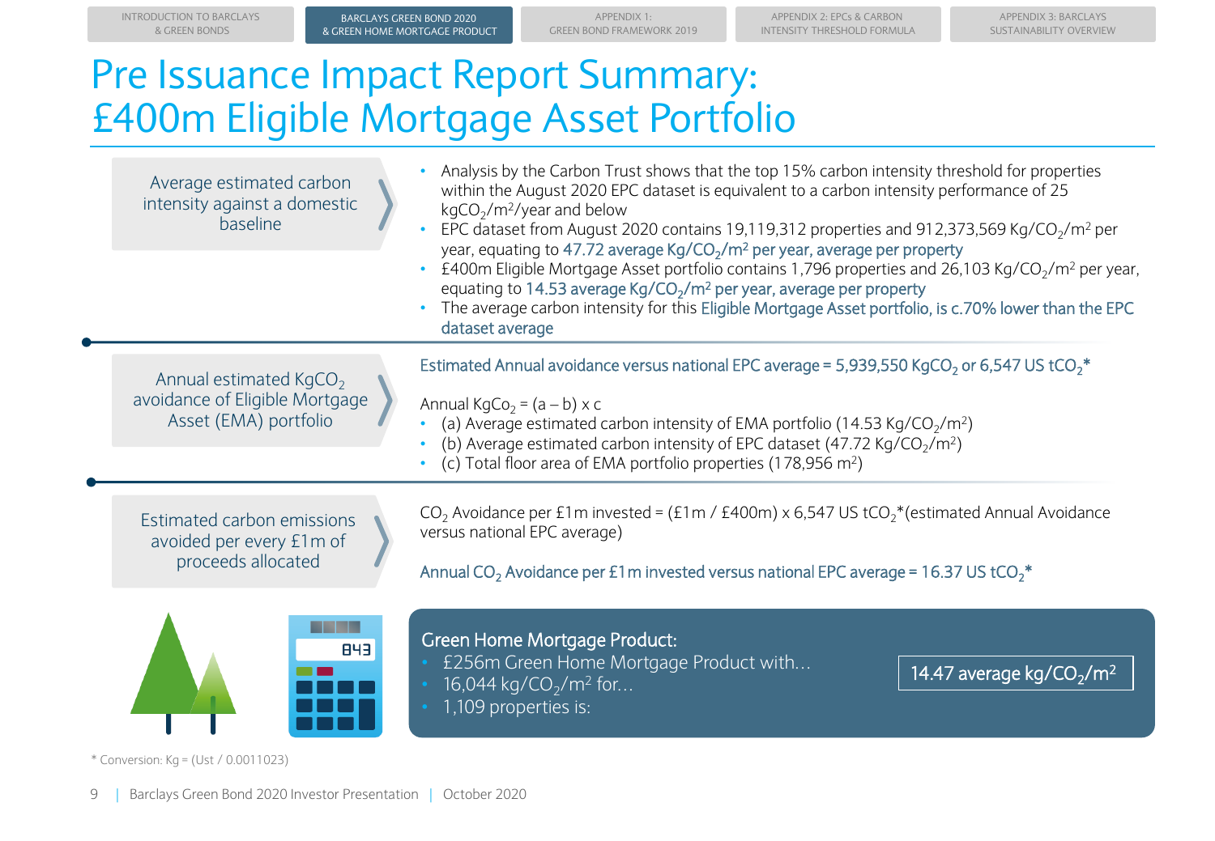# Pre Issuance Impact Report Summary: £400m Eligible Mortgage Asset Portfolio

**Average estimated carbon intensity against a domestic baseline**

- Analysis by the Carbon Trust shows that the top 15% carbon intensity threshold for properties within the August 2020 EPC dataset is equivalent to a carbon intensity performance of 25 $kgCO_2/m^2$/year and below
- EPC dataset from August 2020 contains 19,119,312 properties and 912,373,569 $Kg/CO_2/m^2$ per year, equating to 47.72 average $Kg/CO_2/m^2$ per year, average per property
- £400m Eligible Mortgage Asset portfolio contains 1,796 properties and 26,103 $Kg/CO_2/m^2$ per year, equating to 14.53 average $Kg/CO_2/m^2$ per year, average per property
- The average carbon intensity for this Eligible Mortgage Asset portfolio, is c.70% lower than the EPC dataset average

**Annual estimated $KgCO_2$ avoidance of Eligible Mortgage Asset (EMA) portfolio**

Estimated Annual avoidance versus national EPC average = 5,939,550 $KgCO_2$ or 6,547 US $tCO_2$*

Annual $KgCo_2$ = (a – b) x c

- (a) Average estimated carbon intensity of EMA portfolio (14.53 $Kg/CO_2/m^2$)
- (b) Average estimated carbon intensity of EPC dataset (47.72 $Kg/CO_2/m^2$)
- (c) Total floor area of EMA portfolio properties (178,956 $m^2$)

**Estimated carbon emissions avoided per every £1m of proceeds allocated**

$CO_2$ Avoidance per £1m invested = (£1m / £400m) x 6,547 US $tCO_2$*(estimated Annual Avoidance versus national EPC average)

Annual $CO_2$ Avoidance per £1m invested versus national EPC average = 16.37 US $tCO_2$*

**Green Home Mortgage Product:**

- £256m Green Home Mortgage Product with...
- 16,044 $kg/CO_2/m^2$ for...
- 1,109 properties is:

14.47 average $kg/CO_2/m^2$

\* Conversion: Kg = (Ust / 0.0011023)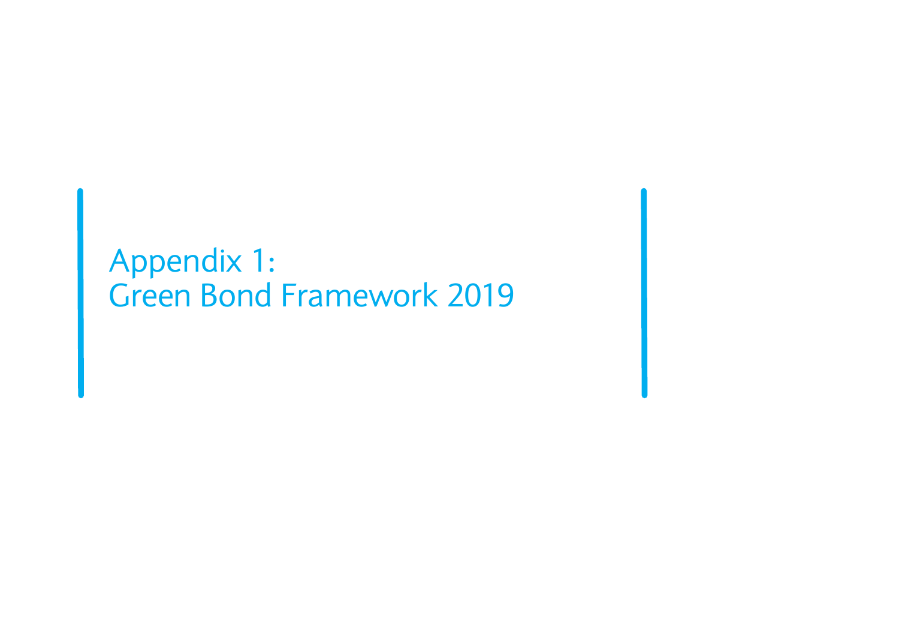# Appendix 1:
# Green Bond Framework 2019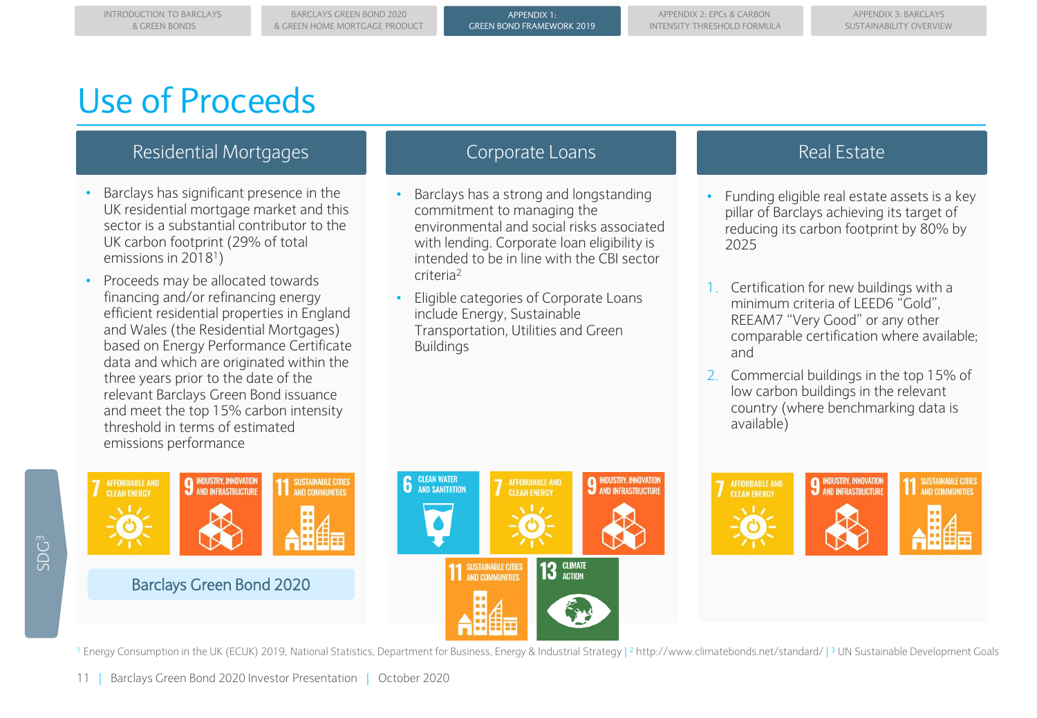# Use of Proceeds

## Residential Mortgages

- Barclays has significant presence in the UK residential mortgage market and this sector is a substantial contributor to the UK carbon footprint (29% of total emissions in 2018[1])
- Proceeds may be allocated towards financing and/or refinancing energy efficient residential properties in England and Wales (the Residential Mortgages) based on Energy Performance Certificate data and which are originated within the three years prior to the date of the relevant Barclays Green Bond issuance and meet the top 15% carbon intensity threshold in terms of estimated emissions performance

SDG[3]: 7 Affordable and Clean Energy; 9 Industry, Innovation and Infrastructure; 11 Sustainable Cities and Communities

Barclays Green Bond 2020

## Corporate Loans

- Barclays has a strong and longstanding commitment to managing the environmental and social risks associated with lending. Corporate loan eligibility is intended to be in line with the CBI sector criteria[2]
- Eligible categories of Corporate Loans include Energy, Sustainable Transportation, Utilities and Green Buildings

SDG[3]: 6 Clean Water and Sanitation; 7 Affordable and Clean Energy; 9 Industry, Innovation and Infrastructure; 11 Sustainable Cities and Communities; 13 Climate Action

## Real Estate

- Funding eligible real estate assets is a key pillar of Barclays achieving its target of reducing its carbon footprint by 80% by 2025

1. Certification for new buildings with a minimum criteria of LEED6 "Gold", REEAM7 "Very Good" or any other comparable certification where available; and
2. Commercial buildings in the top 15% of low carbon buildings in the relevant country (where benchmarking data is available)

SDG[3]: 7 Affordable and Clean Energy; 9 Industry, Innovation and Infrastructure; 11 Sustainable Cities and Communities

[1] Energy Consumption in the UK (ECUK) 2019, National Statistics, Department for Business, Energy & Industrial Strategy | [2] http://www.climatebonds.net/standard/ | [3] UN Sustainable Development Goals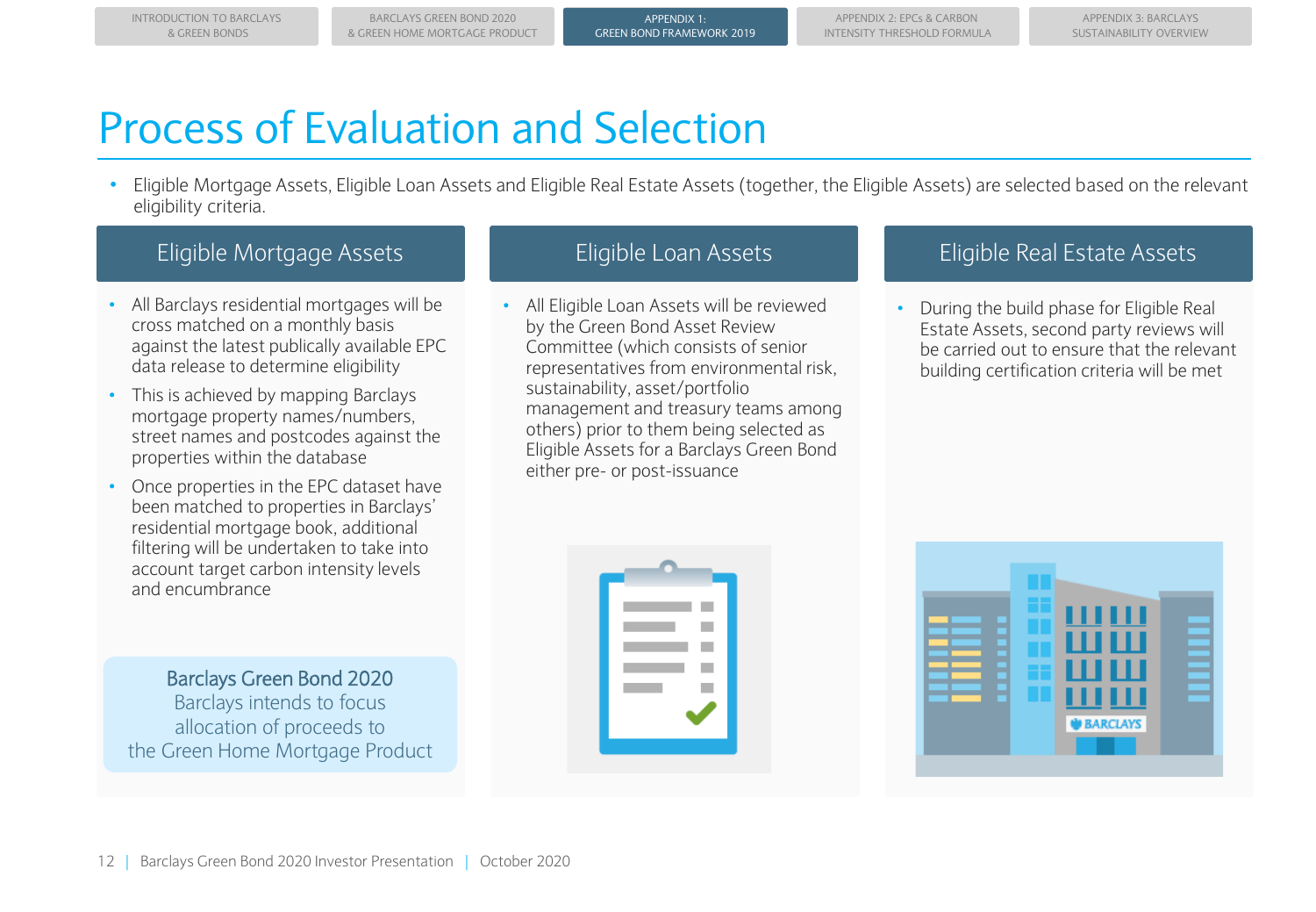# Process of Evaluation and Selection

- Eligible Mortgage Assets, Eligible Loan Assets and Eligible Real Estate Assets (together, the Eligible Assets) are selected based on the relevant eligibility criteria.

## Eligible Mortgage Assets

- All Barclays residential mortgages will be cross matched on a monthly basis against the latest publically available EPC data release to determine eligibility
- This is achieved by mapping Barclays mortgage property names/numbers, street names and postcodes against the properties within the database
- Once properties in the EPC dataset have been matched to properties in Barclays' residential mortgage book, additional filtering will be undertaken to take into account target carbon intensity levels and encumbrance

**Barclays Green Bond 2020**
Barclays intends to focus allocation of proceeds to the Green Home Mortgage Product

## Eligible Loan Assets

- All Eligible Loan Assets will be reviewed by the Green Bond Asset Review Committee (which consists of senior representatives from environmental risk, sustainability, asset/portfolio management and treasury teams among others) prior to them being selected as Eligible Assets for a Barclays Green Bond either pre- or post-issuance

## Eligible Real Estate Assets

- During the build phase for Eligible Real Estate Assets, second party reviews will be carried out to ensure that the relevant building certification criteria will be met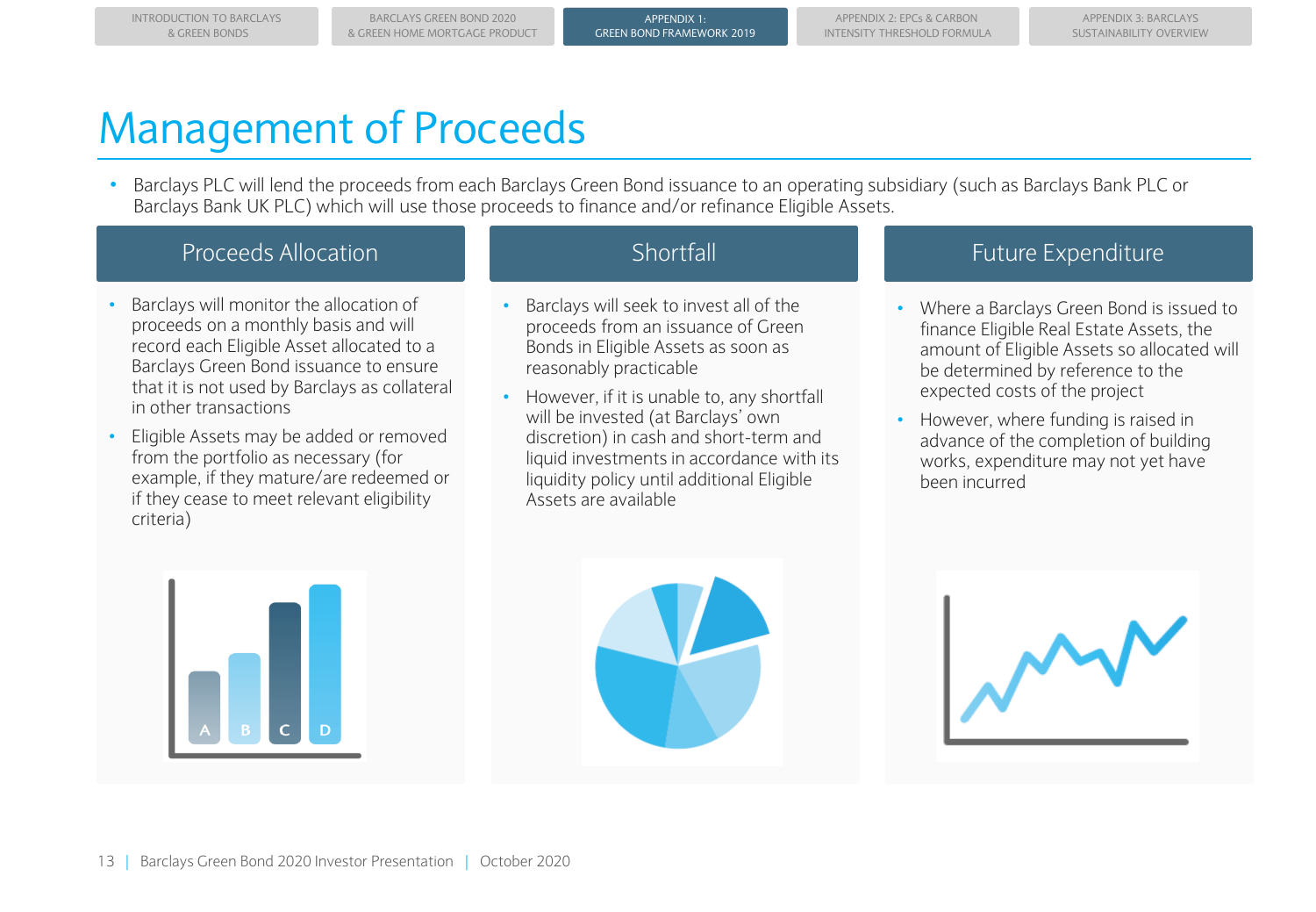# Management of Proceeds

- Barclays PLC will lend the proceeds from each Barclays Green Bond issuance to an operating subsidiary (such as Barclays Bank PLC or Barclays Bank UK PLC) which will use those proceeds to finance and/or refinance Eligible Assets.

## Proceeds Allocation

- Barclays will monitor the allocation of proceeds on a monthly basis and will record each Eligible Asset allocated to a Barclays Green Bond issuance to ensure that it is not used by Barclays as collateral in other transactions
- Eligible Assets may be added or removed from the portfolio as necessary (for example, if they mature/are redeemed or if they cease to meet relevant eligibility criteria)

## Shortfall

- Barclays will seek to invest all of the proceeds from an issuance of Green Bonds in Eligible Assets as soon as reasonably practicable
- However, if it is unable to, any shortfall will be invested (at Barclays' own discretion) in cash and short-term and liquid investments in accordance with its liquidity policy until additional Eligible Assets are available

## Future Expenditure

- Where a Barclays Green Bond is issued to finance Eligible Real Estate Assets, the amount of Eligible Assets so allocated will be determined by reference to the expected costs of the project
- However, where funding is raised in advance of the completion of building works, expenditure may not yet have been incurred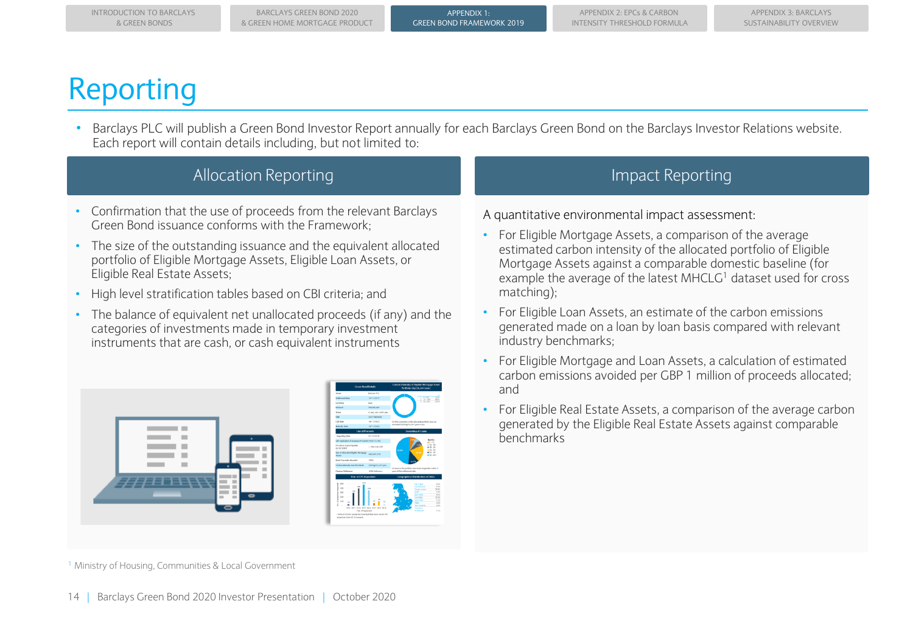# Reporting

- Barclays PLC will publish a Green Bond Investor Report annually for each Barclays Green Bond on the Barclays Investor Relations website. Each report will contain details including, but not limited to:

## Allocation Reporting

- Confirmation that the use of proceeds from the relevant Barclays Green Bond issuance conforms with the Framework;
- The size of the outstanding issuance and the equivalent allocated portfolio of Eligible Mortgage Assets, Eligible Loan Assets, or Eligible Real Estate Assets;
- High level stratification tables based on CBI criteria; and
- The balance of equivalent net unallocated proceeds (if any) and the categories of investments made in temporary investment instruments that are cash, or cash equivalent instruments

## Impact Reporting

A quantitative environmental impact assessment:

- For Eligible Mortgage Assets, a comparison of the average estimated carbon intensity of the allocated portfolio of Eligible Mortgage Assets against a comparable domestic baseline (for example the average of the latest MHCLG[1] dataset used for cross matching);
- For Eligible Loan Assets, an estimate of the carbon emissions generated made on a loan by loan basis compared with relevant industry benchmarks;
- For Eligible Mortgage and Loan Assets, a calculation of estimated carbon emissions avoided per GBP 1 million of proceeds allocated; and
- For Eligible Real Estate Assets, a comparison of the average carbon generated by the Eligible Real Estate Assets against comparable benchmarks

[1] Ministry of Housing, Communities & Local Government

Barclays Green Bond 2020 Investor Presentation | October 2020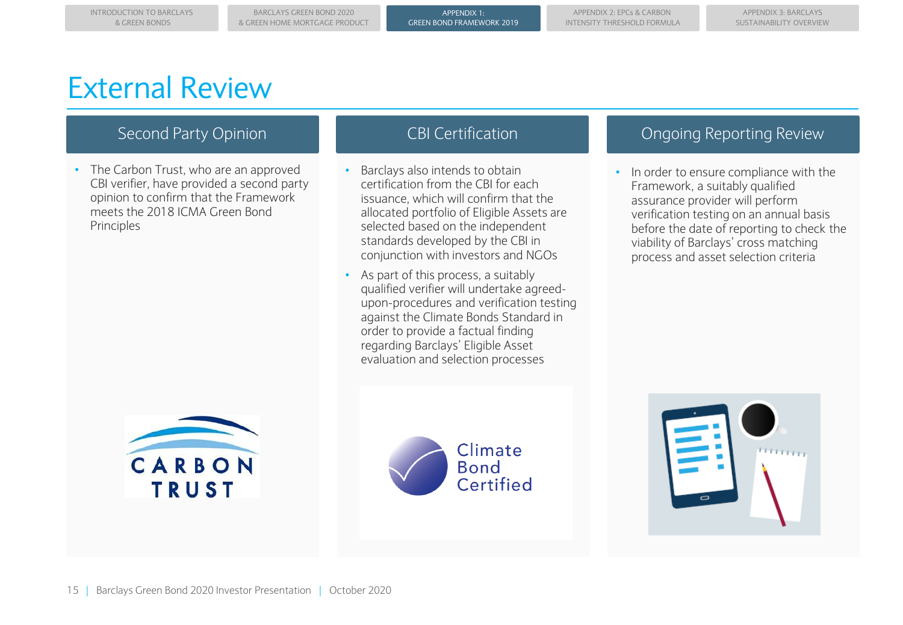# External Review

## Second Party Opinion

- The Carbon Trust, who are an approved CBI verifier, have provided a second party opinion to confirm that the Framework meets the 2018 ICMA Green Bond Principles

## CBI Certification

- Barclays also intends to obtain certification from the CBI for each issuance, which will confirm that the allocated portfolio of Eligible Assets are selected based on the independent standards developed by the CBI in conjunction with investors and NGOs
- As part of this process, a suitably qualified verifier will undertake agreed-upon-procedures and verification testing against the Climate Bonds Standard in order to provide a factual finding regarding Barclays' Eligible Asset evaluation and selection processes

## Ongoing Reporting Review

- In order to ensure compliance with the Framework, a suitably qualified assurance provider will perform verification testing on an annual basis before the date of reporting to check the viability of Barclays' cross matching process and asset selection criteria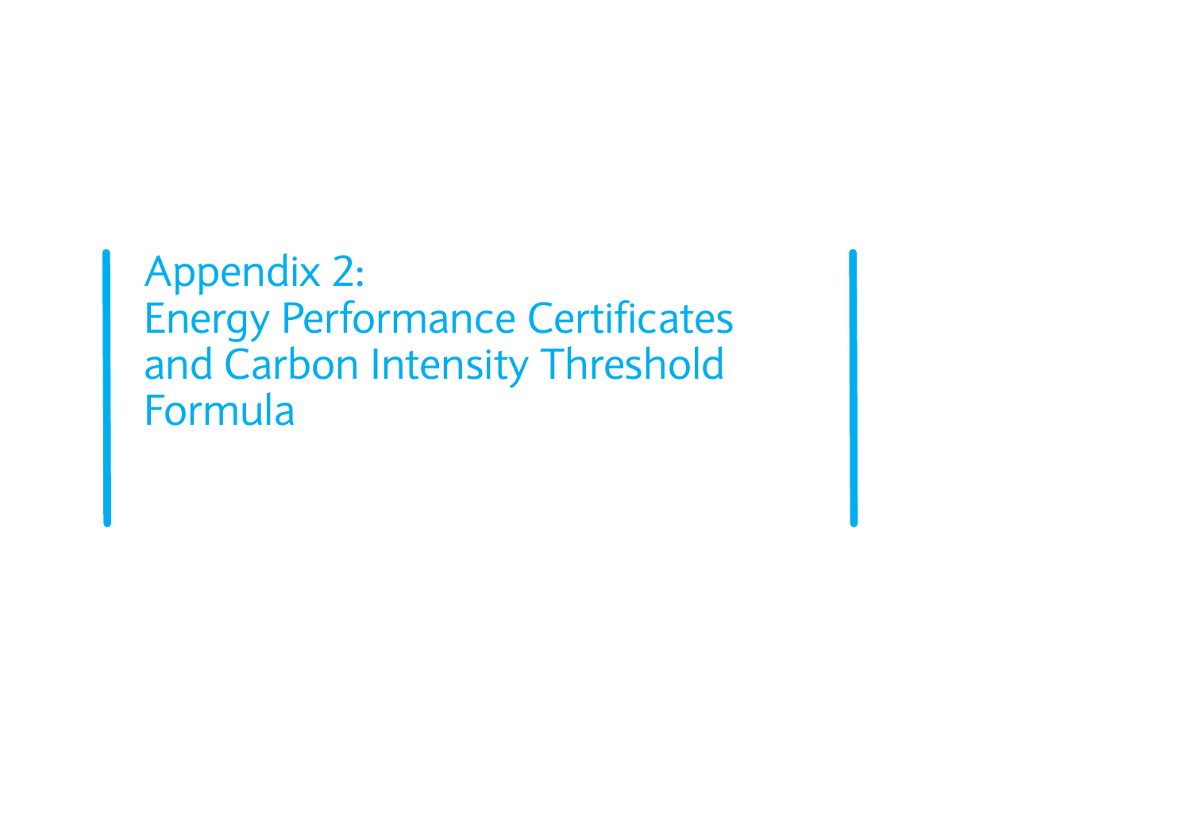# Appendix 2:
# Energy Performance Certificates and Carbon Intensity Threshold Formula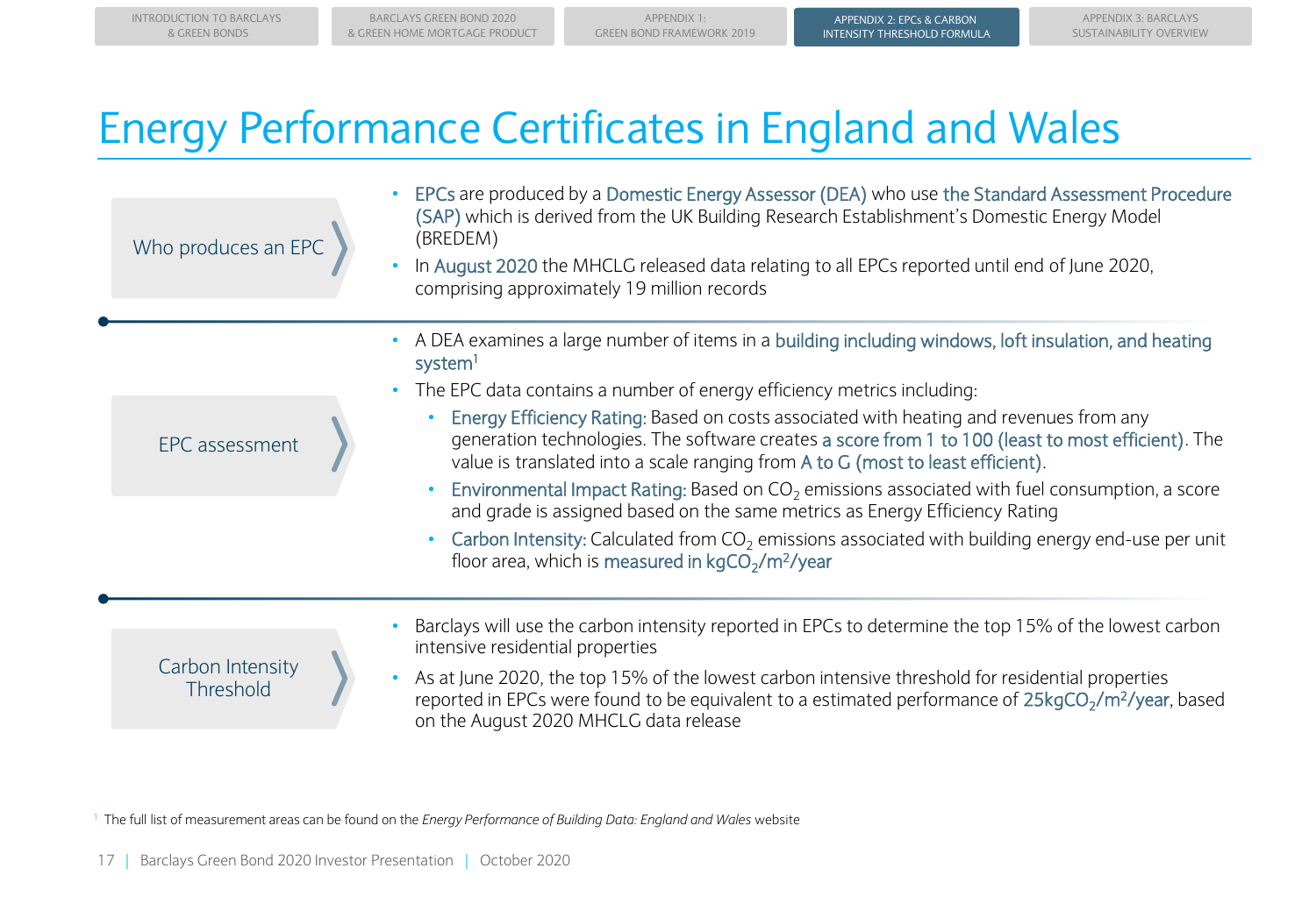# Energy Performance Certificates in England and Wales

**Who produces an EPC**

- EPCs are produced by a Domestic Energy Assessor (DEA) who use the Standard Assessment Procedure (SAP) which is derived from the UK Building Research Establishment's Domestic Energy Model (BREDEM)
- In August 2020 the MHCLG released data relating to all EPCs reported until end of June 2020, comprising approximately 19 million records

**EPC assessment**

- A DEA examines a large number of items in a building including windows, loft insulation, and heating system[1]
- The EPC data contains a number of energy efficiency metrics including:
  - Energy Efficiency Rating: Based on costs associated with heating and revenues from any generation technologies. The software creates a score from 1 to 100 (least to most efficient). The value is translated into a scale ranging from A to G (most to least efficient).
  - Environmental Impact Rating: Based on $CO_2$ emissions associated with fuel consumption, a score and grade is assigned based on the same metrics as Energy Efficiency Rating
  - Carbon Intensity: Calculated from $CO_2$ emissions associated with building energy end-use per unit floor area, which is measured in $kgCO_2/m^2/year$

**Carbon Intensity Threshold**

- Barclays will use the carbon intensity reported in EPCs to determine the top 15% of the lowest carbon intensive residential properties
- As at June 2020, the top 15% of the lowest carbon intensive threshold for residential properties reported in EPCs were found to be equivalent to a estimated performance of $25kgCO_2/m^2/year$, based on the August 2020 MHCLG data release

[1] The full list of measurement areas can be found on the *Energy Performance of Building Data: England and Wales* website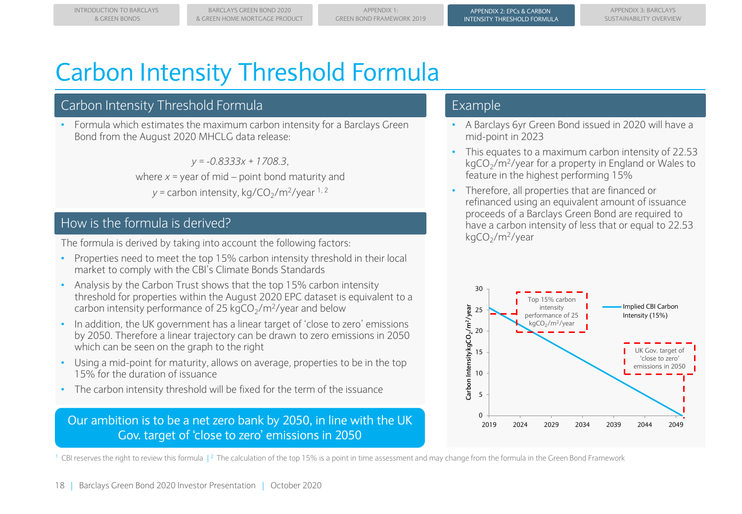# Carbon Intensity Threshold Formula

## Carbon Intensity Threshold Formula

- Formula which estimates the maximum carbon intensity for a Barclays Green Bond from the August 2020 MHCLG data release:

$$y = -0.8333x + 1708.3,$$

where $x$ = year of mid – point bond maturity and

$y$ = carbon intensity, kg/$CO_2$/$m^2$/year [1, 2]

## How is the formula is derived?

The formula is derived by taking into account the following factors:

- Properties need to meet the top 15% carbon intensity threshold in their local market to comply with the CBI's Climate Bonds Standards
- Analysis by the Carbon Trust shows that the top 15% carbon intensity threshold for properties within the August 2020 EPC dataset is equivalent to a carbon intensity performance of 25 kg$CO_2$/$m^2$/year and below
- In addition, the UK government has a linear target of 'close to zero' emissions by 2050. Therefore a linear trajectory can be drawn to zero emissions in 2050 which can be seen on the graph to the right
- Using a mid-point for maturity, allows on average, properties to be in the top 15% for the duration of issuance
- The carbon intensity threshold will be fixed for the term of the issuance

**Our ambition is to be a net zero bank by 2050, in line with the UK Gov. target of 'close to zero' emissions in 2050**

## Example

- A Barclays 6yr Green Bond issued in 2020 will have a mid-point in 2023
- This equates to a maximum carbon intensity of 22.53 kg$CO_2$/$m^2$/year for a property in England or Wales to feature in the highest performing 15%
- Therefore, all properties that are financed or refinanced using an equivalent amount of issuance proceeds of a Barclays Green Bond are required to have a carbon intensity of less that or equal to 22.53 kg$CO_2$/$m^2$/year

[1] CBI reserves the right to review this formula | [2] The calculation of the top 15% is a point in time assessment and may change from the formula in the Green Bond Framework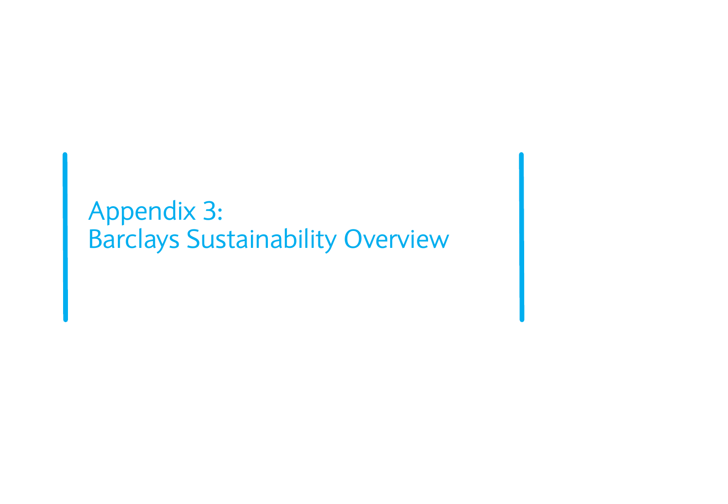# Appendix 3:
# Barclays Sustainability Overview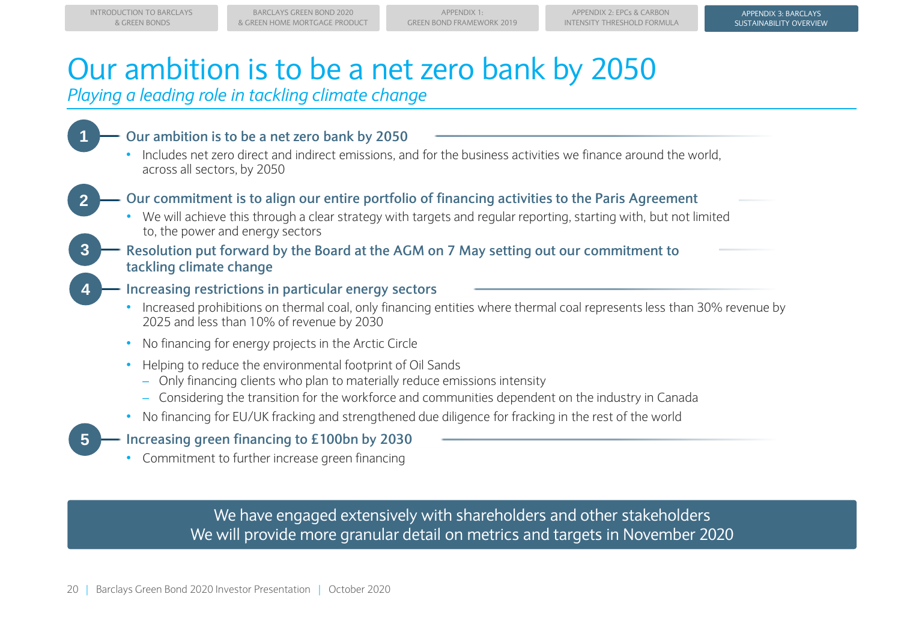# Our ambition is to be a net zero bank by 2050

*Playing a leading role in tackling climate change*

### 1 Our ambition is to be a net zero bank by 2050

- Includes net zero direct and indirect emissions, and for the business activities we finance around the world, across all sectors, by 2050

### 2 Our commitment is to align our entire portfolio of financing activities to the Paris Agreement

- We will achieve this through a clear strategy with targets and regular reporting, starting with, but not limited to, the power and energy sectors

### 3 Resolution put forward by the Board at the AGM on 7 May setting out our commitment to tackling climate change

### 4 Increasing restrictions in particular energy sectors

- Increased prohibitions on thermal coal, only financing entities where thermal coal represents less than 30% revenue by 2025 and less than 10% of revenue by 2030
- No financing for energy projects in the Arctic Circle
- Helping to reduce the environmental footprint of Oil Sands
  - Only financing clients who plan to materially reduce emissions intensity
  - Considering the transition for the workforce and communities dependent on the industry in Canada
- No financing for EU/UK fracking and strengthened due diligence for fracking in the rest of the world

### 5 Increasing green financing to £100bn by 2030

- Commitment to further increase green financing

We have engaged extensively with shareholders and other stakeholders
We will provide more granular detail on metrics and targets in November 2020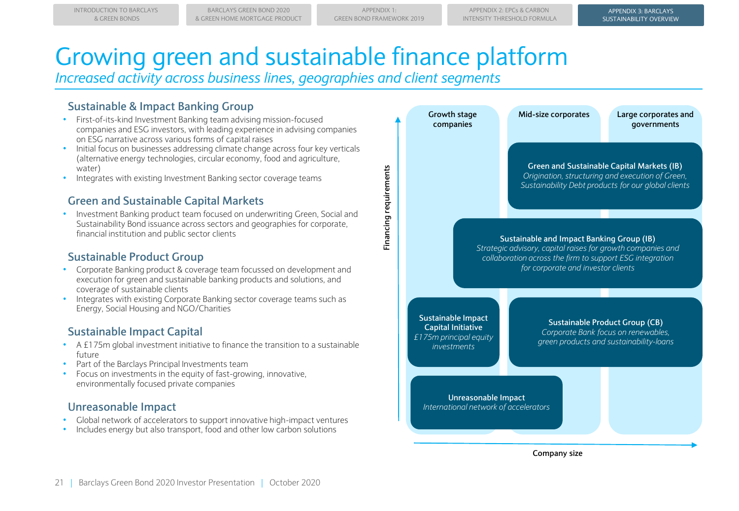# Growing green and sustainable finance platform

*Increased activity across business lines, geographies and client segments*

## Sustainable & Impact Banking Group

- First-of-its-kind Investment Banking team advising mission-focused companies and ESG investors, with leading experience in advising companies on ESG narrative across various forms of capital raises
- Initial focus on businesses addressing climate change across four key verticals (alternative energy technologies, circular economy, food and agriculture, water)
- Integrates with existing Investment Banking sector coverage teams

## Green and Sustainable Capital Markets

- Investment Banking product team focused on underwriting Green, Social and Sustainability Bond issuance across sectors and geographies for corporate, financial institution and public sector clients

## Sustainable Product Group

- Corporate Banking product & coverage team focussed on development and execution for green and sustainable banking products and solutions, and coverage of sustainable clients
- Integrates with existing Corporate Banking sector coverage teams such as Energy, Social Housing and NGO/Charities

## Sustainable Impact Capital

- A £175m global investment initiative to finance the transition to a sustainable future
- Part of the Barclays Principal Investments team
- Focus on investments in the equity of fast-growing, innovative, environmentally focused private companies

## Unreasonable Impact

- Global network of accelerators to support innovative high-impact ventures
- Includes energy but also transport, food and other low carbon solutions

Financing requirements (vertical axis) vs. Company size (horizontal axis)

Columns: Growth stage companies | Mid-size corporates | Large corporates and governments

**Green and Sustainable Capital Markets (IB)**
*Origination, structuring and execution of Green, Sustainability Debt products for our global clients*

**Sustainable and Impact Banking Group (IB)**
*Strategic advisory, capital raises for growth companies and collaboration across the firm to support ESG integration for corporate and investor clients*

**Sustainable Impact Capital Initiative**
*£175m principal equity investments*

**Sustainable Product Group (CB)**
*Corporate Bank focus on renewables, green products and sustainability-loans*

**Unreasonable Impact**
*International network of accelerators*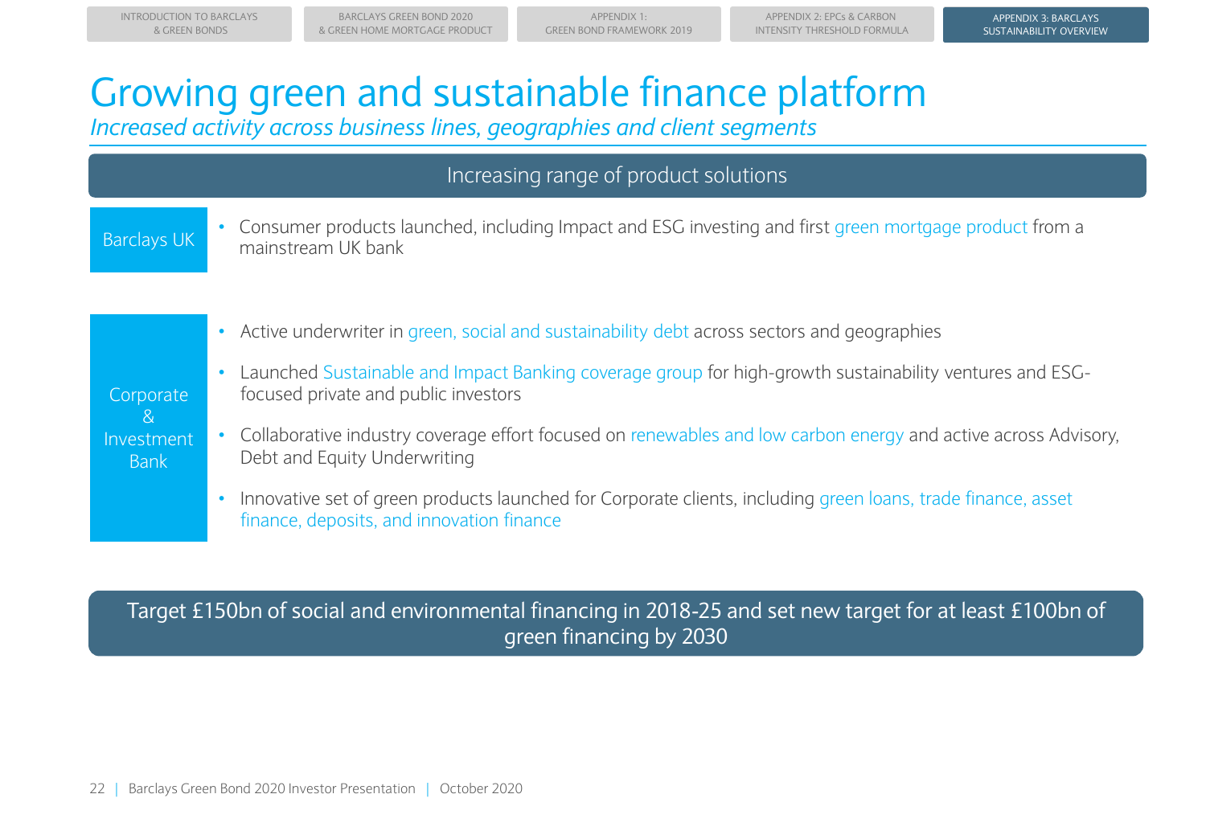# Growing green and sustainable finance platform

*Increased activity across business lines, geographies and client segments*

## Increasing range of product solutions

**Barclays UK**

- Consumer products launched, including Impact and ESG investing and first green mortgage product from a mainstream UK bank

**Corporate & Investment Bank**

- Active underwriter in green, social and sustainability debt across sectors and geographies
- Launched Sustainable and Impact Banking coverage group for high-growth sustainability ventures and ESG-focused private and public investors
- Collaborative industry coverage effort focused on renewables and low carbon energy and active across Advisory, Debt and Equity Underwriting
- Innovative set of green products launched for Corporate clients, including green loans, trade finance, asset finance, deposits, and innovation finance

**Target £150bn of social and environmental financing in 2018-25 and set new target for at least £100bn of green financing by 2030**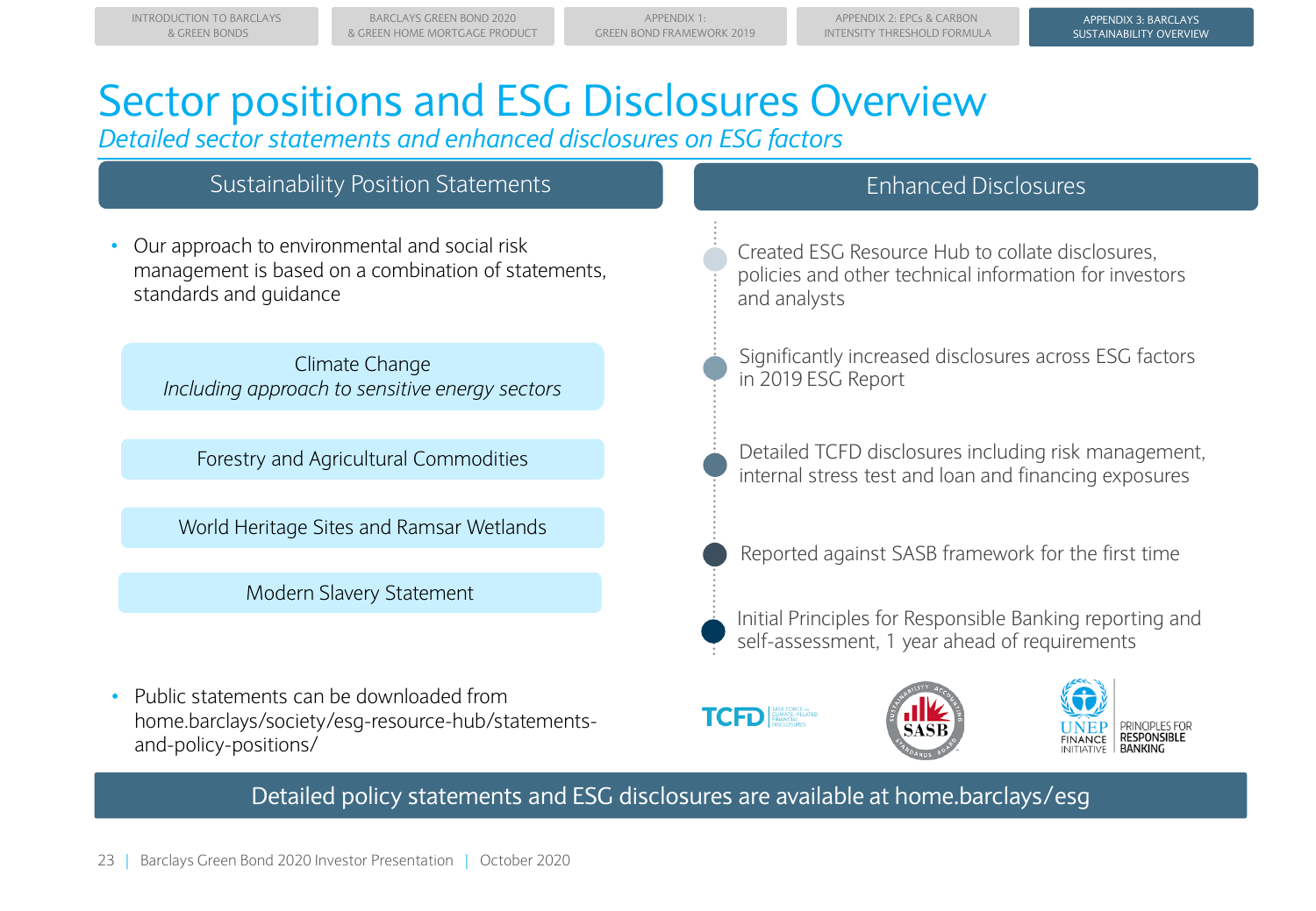# Sector positions and ESG Disclosures Overview

*Detailed sector statements and enhanced disclosures on ESG factors*

## Sustainability Position Statements

- Our approach to environmental and social risk management is based on a combination of statements, standards and guidance

Climate Change
*Including approach to sensitive energy sectors*

Forestry and Agricultural Commodities

World Heritage Sites and Ramsar Wetlands

Modern Slavery Statement

- Public statements can be downloaded from home.barclays/society/esg-resource-hub/statements-and-policy-positions/

## Enhanced Disclosures

- Created ESG Resource Hub to collate disclosures, policies and other technical information for investors and analysts
- Significantly increased disclosures across ESG factors in 2019 ESG Report
- Detailed TCFD disclosures including risk management, internal stress test and loan and financing exposures
- Reported against SASB framework for the first time
- Initial Principles for Responsible Banking reporting and self-assessment, 1 year ahead of requirements

TCFD | SASB | UNEP Finance Initiative – Principles for Responsible Banking

**Detailed policy statements and ESG disclosures are available at home.barclays/esg**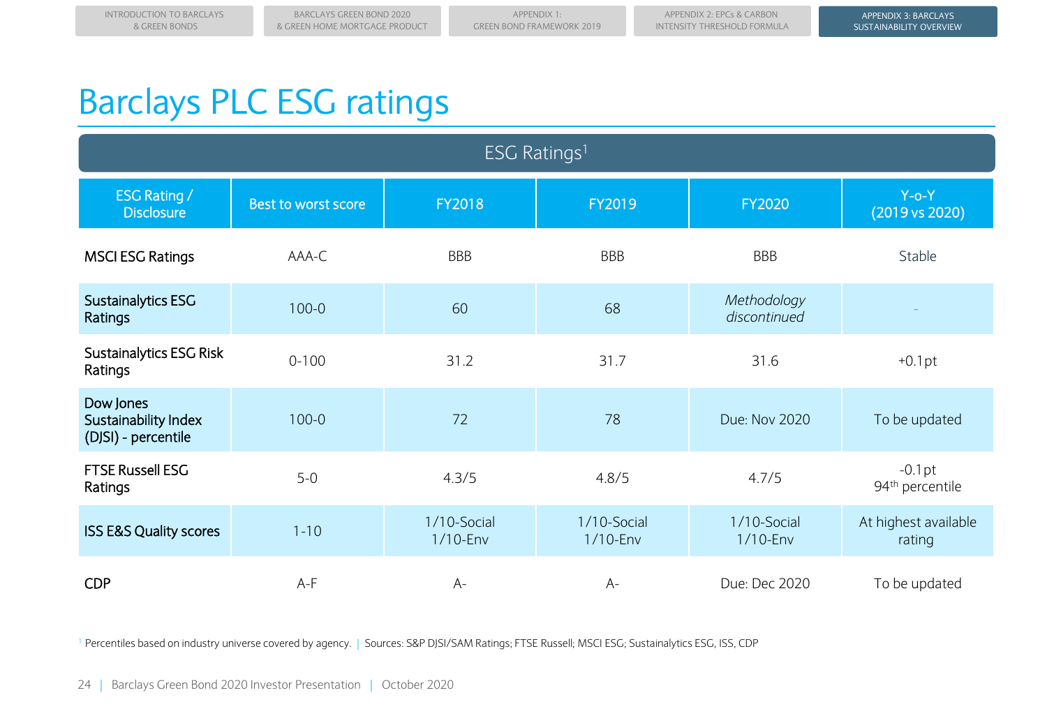# Barclays PLC ESG ratings

ESG Ratings[1]

| ESG Rating / Disclosure | Best to worst score | FY2018 | FY2019 | FY2020 | Y-o-Y (2019 vs 2020) |
|---|---|---|---|---|---|
| MSCI ESG Ratings | AAA-C | BBB | BBB | BBB | Stable |
| Sustainalytics ESG Ratings | 100-0 | 60 | 68 | *Methodology discontinued* | - |
| Sustainalytics ESG Risk Ratings | 0-100 | 31.2 | 31.7 | 31.6 | +0.1pt |
| Dow Jones Sustainability Index (DJSI) - percentile | 100-0 | 72 | 78 | Due: Nov 2020 | To be updated |
| FTSE Russell ESG Ratings | 5-0 | 4.3/5 | 4.8/5 | 4.7/5 | -0.1pt 94th percentile |
| ISS E&S Quality scores | 1-10 | 1/10-Social 1/10-Env | 1/10-Social 1/10-Env | 1/10-Social 1/10-Env | At highest available rating |
| CDP | A-F | A- | A- | Due: Dec 2020 | To be updated |

[1] Percentiles based on industry universe covered by agency. | Sources: S&P DJSI/SAM Ratings; FTSE Russell; MSCI ESG; Sustainalytics ESG, ISS, CDP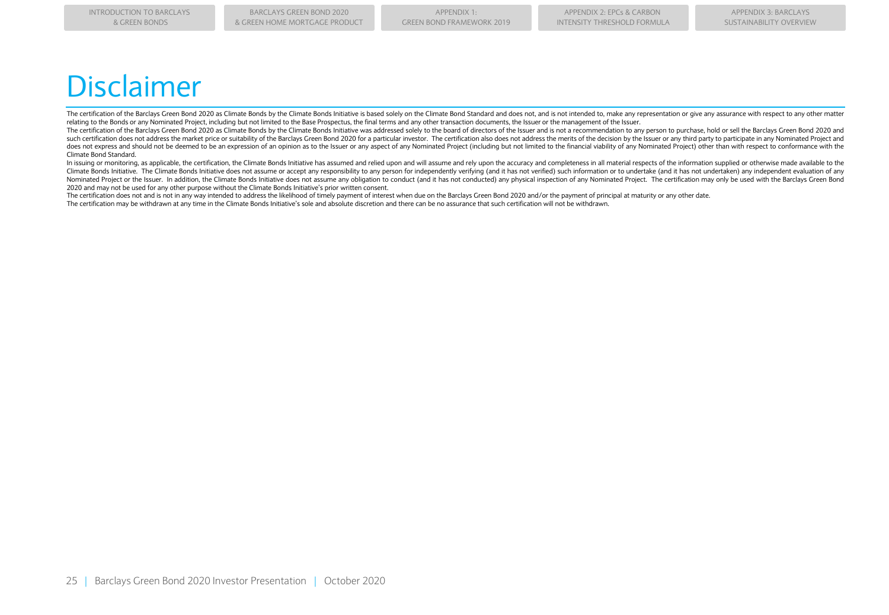# Disclaimer

The certification of the Barclays Green Bond 2020 as Climate Bonds by the Climate Bonds Initiative is based solely on the Climate Bond Standard and does not, and is not intended to, make any representation or give any assurance with respect to any other matter relating to the Bonds or any Nominated Project, including but not limited to the Base Prospectus, the final terms and any other transaction documents, the Issuer or the management of the Issuer.

The certification of the Barclays Green Bond 2020 as Climate Bonds by the Climate Bonds Initiative was addressed solely to the board of directors of the Issuer and is not a recommendation to any person to purchase, hold or sell the Barclays Green Bond 2020 and such certification does not address the market price or suitability of the Barclays Green Bond 2020 for a particular investor. The certification also does not address the merits of the decision by the Issuer or any third party to participate in any Nominated Project and does not express and should not be deemed to be an expression of an opinion as to the Issuer or any aspect of any Nominated Project (including but not limited to the financial viability of any Nominated Project) other than with respect to conformance with the Climate Bond Standard.

In issuing or monitoring, as applicable, the certification, the Climate Bonds Initiative has assumed and relied upon and will assume and rely upon the accuracy and completeness in all material respects of the information supplied or otherwise made available to the Climate Bonds Initiative. The Climate Bonds Initiative does not assume or accept any responsibility to any person for independently verifying (and it has not verified) such information or to undertake (and it has not undertaken) any independent evaluation of any Nominated Project or the Issuer. In addition, the Climate Bonds Initiative does not assume any obligation to conduct (and it has not conducted) any physical inspection of any Nominated Project. The certification may only be used with the Barclays Green Bond 2020 and may not be used for any other purpose without the Climate Bonds Initiative's prior written consent.

The certification does not and is not in any way intended to address the likelihood of timely payment of interest when due on the Barclays Green Bond 2020 and/or the payment of principal at maturity or any other date.

The certification may be withdrawn at any time in the Climate Bonds Initiative's sole and absolute discretion and there can be no assurance that such certification will not be withdrawn.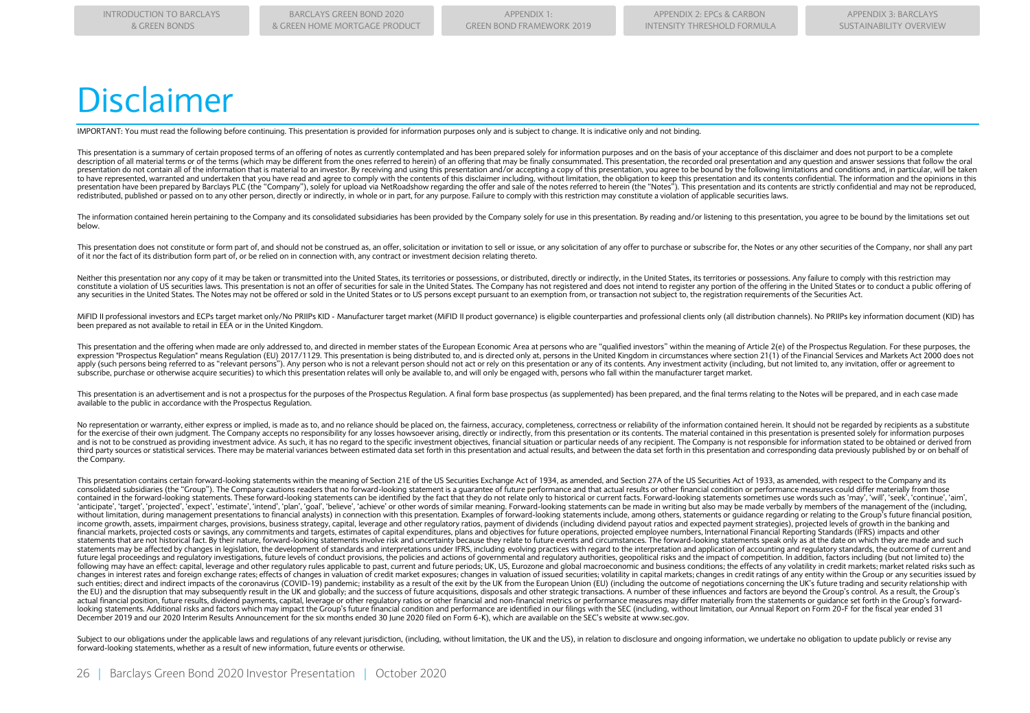# Disclaimer

IMPORTANT: You must read the following before continuing. This presentation is provided for information purposes only and is subject to change. It is indicative only and not binding.

This presentation is a summary of certain proposed terms of an offering of notes as currently contemplated and has been prepared solely for information purposes and on the basis of your acceptance of this disclaimer and does not purport to be a complete description of all material terms or of the terms (which may be different from the ones referred to herein) of an offering that may be finally consummated. This presentation, the recorded oral presentation and any question and answer sessions that follow the oral presentation do not contain all of the information that is material to an investor. By receiving and using this presentation and/or accepting a copy of this presentation, you agree to be bound by the following limitations and conditions and, in particular, will be taken to have represented, warranted and undertaken that you have read and agree to comply with the contents of this disclaimer including, without limitation, the obligation to keep this presentation and its contents confidential. The information and the opinions in this presentation have been prepared by Barclays PLC (the "Company"), solely for upload via NetRoadshow regarding the offer and sale of the notes referred to herein (the "Notes"). This presentation and its contents are strictly confidential and may not be reproduced, redistributed, published or passed on to any other person, directly or indirectly, in whole or in part, for any purpose. Failure to comply with this restriction may constitute a violation of applicable securities laws.

The information contained herein pertaining to the Company and its consolidated subsidiaries has been provided by the Company solely for use in this presentation. By reading and/or listening to this presentation, you agree to be bound by the limitations set out below.

This presentation does not constitute or form part of, and should not be construed as, an offer, solicitation or invitation to sell or issue, or any solicitation of any offer to purchase or subscribe for, the Notes or any other securities of the Company, nor shall any part of it nor the fact of its distribution form part of, or be relied on in connection with, any contract or investment decision relating thereto.

Neither this presentation nor any copy of it may be taken or transmitted into the United States, its territories or possessions, or distributed, directly or indirectly, in the United States, its territories or possessions. Any failure to comply with this restriction may constitute a violation of US securities laws. This presentation is not an offer of securities for sale in the United States. The Company has not registered and does not intend to register any portion of the offering in the United States or to conduct a public offering of any securities in the United States. The Notes may not be offered or sold in the United States or to US persons except pursuant to an exemption from, or transaction not subject to, the registration requirements of the Securities Act.

MiFID II professional investors and ECPs target market only/No PRIIPs KID - Manufacturer target market (MiFID II product governance) is eligible counterparties and professional clients only (all distribution channels). No PRIIPs key information document (KID) has been prepared as not available to retail in EEA or in the United Kingdom.

This presentation and the offering when made are only addressed to, and directed in member states of the European Economic Area at persons who are "qualified investors" within the meaning of Article 2(e) of the Prospectus Regulation. For these purposes, the expression "Prospectus Regulation" means Regulation (EU) 2017/1129. This presentation is being distributed to, and is directed only at, persons in the United Kingdom in circumstances where section 21(1) of the Financial Services and Markets Act 2000 does not apply (such persons being referred to as "relevant persons"). Any person who is not a relevant person should not act or rely on this presentation or any of its contents. Any investment activity (including, but not limited to, any invitation, offer or agreement to subscribe, purchase or otherwise acquire securities) to which this presentation relates will only be available to, and will only be engaged with, persons who fall within the manufacturer target market.

This presentation is an advertisement and is not a prospectus for the purposes of the Prospectus Regulation. A final form base prospectus (as supplemented) has been prepared, and the final terms relating to the Notes will be prepared, and in each case made available to the public in accordance with the Prospectus Regulation.

No representation or warranty, either express or implied, is made as to, and no reliance should be placed on, the fairness, accuracy, completeness, correctness or reliability of the information contained herein. It should not be regarded by recipients as a substitute for the exercise of their own judgment. The Company accepts no responsibility for any losses howsoever arising, directly or indirectly, from this presentation or its contents. The material contained in this presentation is presented solely for information purposes and is not to be construed as providing investment advice. As such, it has no regard to the specific investment objectives, financial situation or particular needs of any recipient. The Company is not responsible for information stated to be obtained or derived from third party sources or statistical services. There may be material variances between estimated data set forth in this presentation and actual results, and between the data set forth in this presentation and corresponding data previously published by or on behalf of the Company.

This presentation contains certain forward-looking statements within the meaning of Section 21E of the US Securities Exchange Act of 1934, as amended, and Section 27A of the US Securities Act of 1933, as amended, with respect to the Company and its consolidated subsidiaries (the "Group"). The Company cautions readers that no forward-looking statement is a guarantee of future performance and that actual results or other financial condition or performance measures could differ materially from those contained in the forward-looking statements. These forward-looking statements can be identified by the fact that they do not relate only to historical or current facts. Forward-looking statements sometimes use words such as 'may', 'will', 'seek', 'continue', 'aim', 'anticipate', 'target', 'projected', 'expect', 'estimate', 'intend', 'plan', 'goal', 'believe', 'achieve' or other words of similar meaning. Forward-looking statements can be made in writing but also may be made verbally by members of the management of the (including, without limitation, during management presentations to financial analysts) in connection with this presentation. Examples of forward-looking statements include, among others, statements or guidance regarding or relating to the Group's future financial position, income growth, assets, impairment charges, provisions, business strategy, capital, leverage and other regulatory ratios, payment of dividends (including dividend payout ratios and expected payment strategies), projected levels of growth in the banking and financial markets, projected costs or savings, any commitments and targets, estimates of capital expenditures, plans and objectives for future operations, projected employee numbers, International Financial Reporting Standards (IFRS) impacts and other statements that are not historical fact. By their nature, forward-looking statements involve risk and uncertainty because they relate to future events and circumstances. The forward-looking statements speak only as at the date on which they are made and such statements may be affected by changes in legislation, the development of standards and interpretations under IFRS, including evolving practices with regard to the interpretation and application of accounting and regulatory standards, the outcome of current and future legal proceedings and regulatory investigations, future levels of conduct provisions, the policies and actions of governmental and regulatory authorities, geopolitical risks and the impact of competition. In addition, factors including (but not limited to) the following may have an effect: capital, leverage and other regulatory rules applicable to past, current and future periods; UK, US, Eurozone and global macroeconomic and business conditions; the effects of any volatility in credit markets; market related risks such as changes in interest rates and foreign exchange rates; effects of changes in valuation of credit market exposures; changes in valuation of issued securities; volatility in capital markets; changes in credit ratings of any entity within the Group or any securities issued by such entities; direct and indirect impacts of the coronavirus (COVID-19) pandemic; instability as a result of the exit by the UK from the European Union (EU) (including the outcome of negotiations concerning the UK's future trading and security relationship with the EU) and the disruption that may subsequently result in the UK and globally; and the success of future acquisitions, disposals and other strategic transactions. A number of these influences and factors are beyond the Group's control. As a result, the Group's actual financial position, future results, dividend payments, capital, leverage or other regulatory ratios or other financial and non-financial metrics or performance measures may differ materially from the statements or guidance set forth in the Group's forward-looking statements. Additional risks and factors which may impact the Group's future financial condition and performance are identified in our filings with the SEC (including, without limitation, our Annual Report on Form 20-F for the fiscal year ended 31 December 2019 and our 2020 Interim Results Announcement for the six months ended 30 June 2020 filed on Form 6-K), which are available on the SEC's website at www.sec.gov.

Subject to our obligations under the applicable laws and regulations of any relevant jurisdiction, (including, without limitation, the UK and the US), in relation to disclosure and ongoing information, we undertake no obligation to update publicly or revise any forward-looking statements, whether as a result of new information, future events or otherwise.